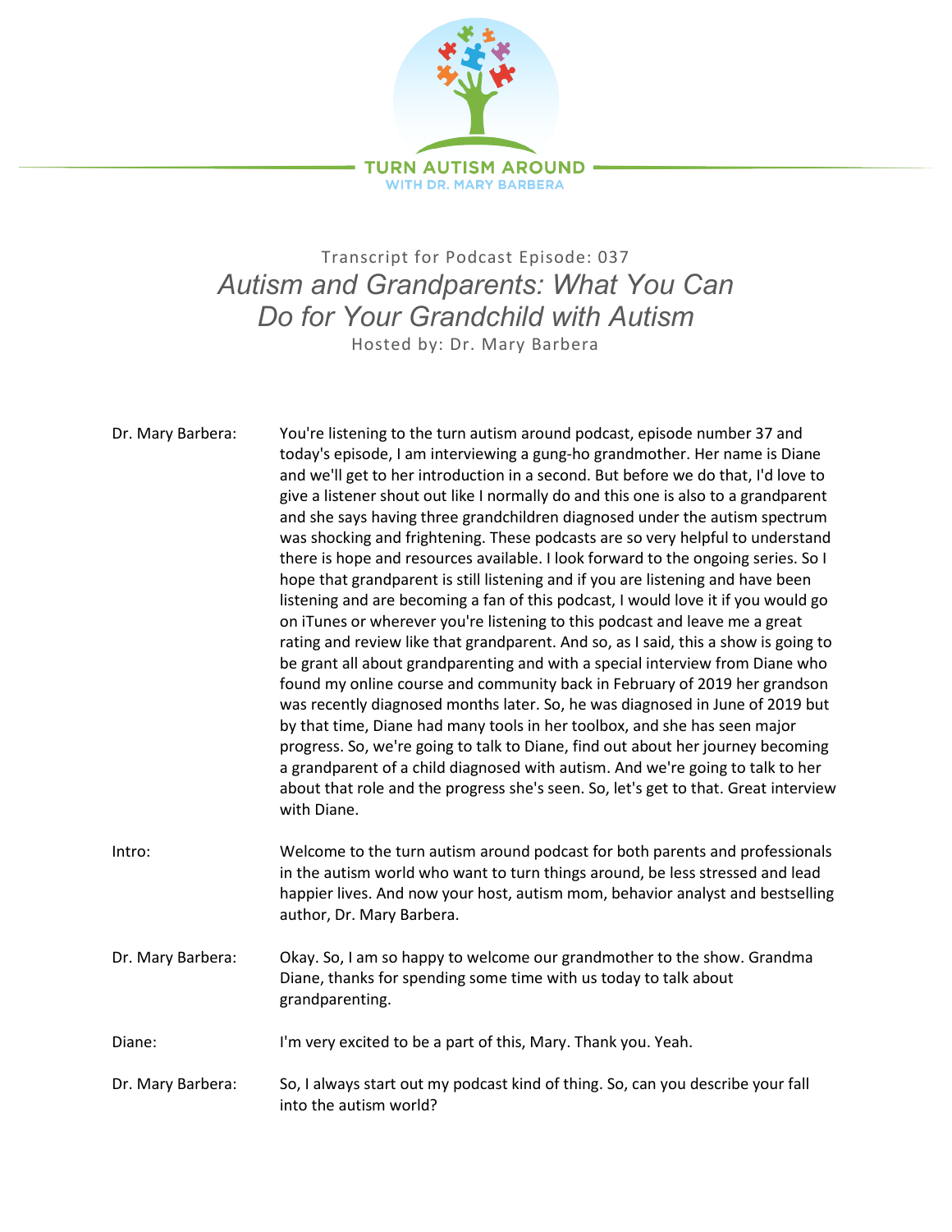TURN AUTISM AROUND
WITH DR. MARY BARBERA

Transcript for Podcast Episode: 037

# *Autism and Grandparents: What You Can Do for Your Grandchild with Autism*

Hosted by: Dr. Mary Barbera

Dr. Mary Barbera: You're listening to the turn autism around podcast, episode number 37 and today's episode, I am interviewing a gung-ho grandmother. Her name is Diane and we'll get to her introduction in a second. But before we do that, I'd love to give a listener shout out like I normally do and this one is also to a grandparent and she says having three grandchildren diagnosed under the autism spectrum was shocking and frightening. These podcasts are so very helpful to understand there is hope and resources available. I look forward to the ongoing series. So I hope that grandparent is still listening and if you are listening and have been listening and are becoming a fan of this podcast, I would love it if you would go on iTunes or wherever you're listening to this podcast and leave me a great rating and review like that grandparent. And so, as I said, this a show is going to be grant all about grandparenting and with a special interview from Diane who found my online course and community back in February of 2019 her grandson was recently diagnosed months later. So, he was diagnosed in June of 2019 but by that time, Diane had many tools in her toolbox, and she has seen major progress. So, we're going to talk to Diane, find out about her journey becoming a grandparent of a child diagnosed with autism. And we're going to talk to her about that role and the progress she's seen. So, let's get to that. Great interview with Diane.

Intro: Welcome to the turn autism around podcast for both parents and professionals in the autism world who want to turn things around, be less stressed and lead happier lives. And now your host, autism mom, behavior analyst and bestselling author, Dr. Mary Barbera.

Dr. Mary Barbera: Okay. So, I am so happy to welcome our grandmother to the show. Grandma Diane, thanks for spending some time with us today to talk about grandparenting.

Diane: I'm very excited to be a part of this, Mary. Thank you. Yeah.

Dr. Mary Barbera: So, I always start out my podcast kind of thing. So, can you describe your fall into the autism world?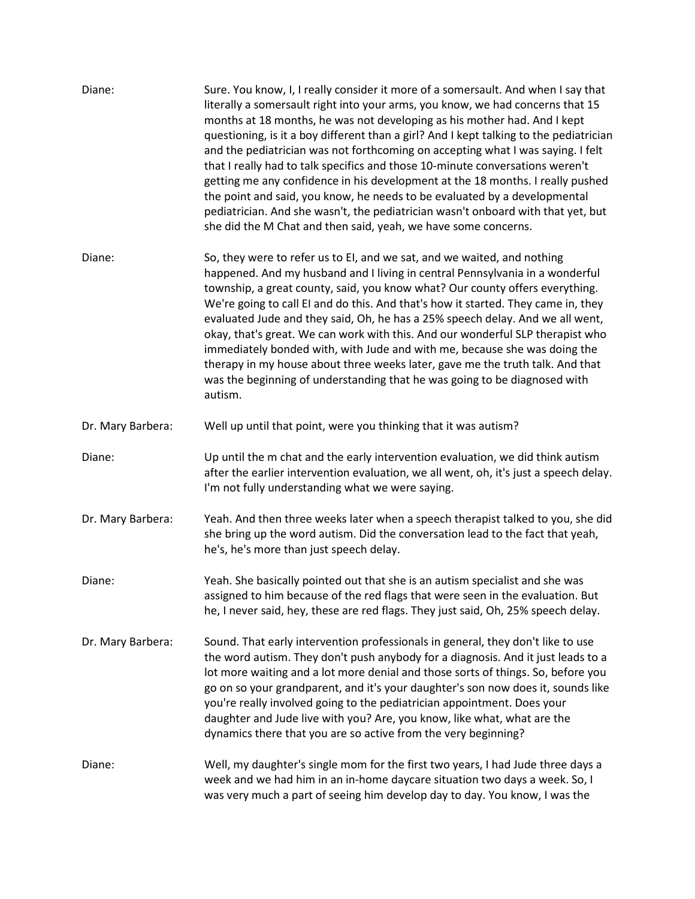Diane: Sure. You know, I, I really consider it more of a somersault. And when I say that literally a somersault right into your arms, you know, we had concerns that 15 months at 18 months, he was not developing as his mother had. And I kept questioning, is it a boy different than a girl? And I kept talking to the pediatrician and the pediatrician was not forthcoming on accepting what I was saying. I felt that I really had to talk specifics and those 10-minute conversations weren't getting me any confidence in his development at the 18 months. I really pushed the point and said, you know, he needs to be evaluated by a developmental pediatrician. And she wasn't, the pediatrician wasn't onboard with that yet, but she did the M Chat and then said, yeah, we have some concerns.

Diane: So, they were to refer us to EI, and we sat, and we waited, and nothing happened. And my husband and I living in central Pennsylvania in a wonderful township, a great county, said, you know what? Our county offers everything. We're going to call EI and do this. And that's how it started. They came in, they evaluated Jude and they said, Oh, he has a 25% speech delay. And we all went, okay, that's great. We can work with this. And our wonderful SLP therapist who immediately bonded with, with Jude and with me, because she was doing the therapy in my house about three weeks later, gave me the truth talk. And that was the beginning of understanding that he was going to be diagnosed with autism.

Dr. Mary Barbera: Well up until that point, were you thinking that it was autism?

Diane: Up until the m chat and the early intervention evaluation, we did think autism after the earlier intervention evaluation, we all went, oh, it's just a speech delay. I'm not fully understanding what we were saying.

Dr. Mary Barbera: Yeah. And then three weeks later when a speech therapist talked to you, she did she bring up the word autism. Did the conversation lead to the fact that yeah, he's, he's more than just speech delay.

Diane: Yeah. She basically pointed out that she is an autism specialist and she was assigned to him because of the red flags that were seen in the evaluation. But he, I never said, hey, these are red flags. They just said, Oh, 25% speech delay.

Dr. Mary Barbera: Sound. That early intervention professionals in general, they don't like to use the word autism. They don't push anybody for a diagnosis. And it just leads to a lot more waiting and a lot more denial and those sorts of things. So, before you go on so your grandparent, and it's your daughter's son now does it, sounds like you're really involved going to the pediatrician appointment. Does your daughter and Jude live with you? Are, you know, like what, what are the dynamics there that you are so active from the very beginning?

Diane: Well, my daughter's single mom for the first two years, I had Jude three days a week and we had him in an in-home daycare situation two days a week. So, I was very much a part of seeing him develop day to day. You know, I was the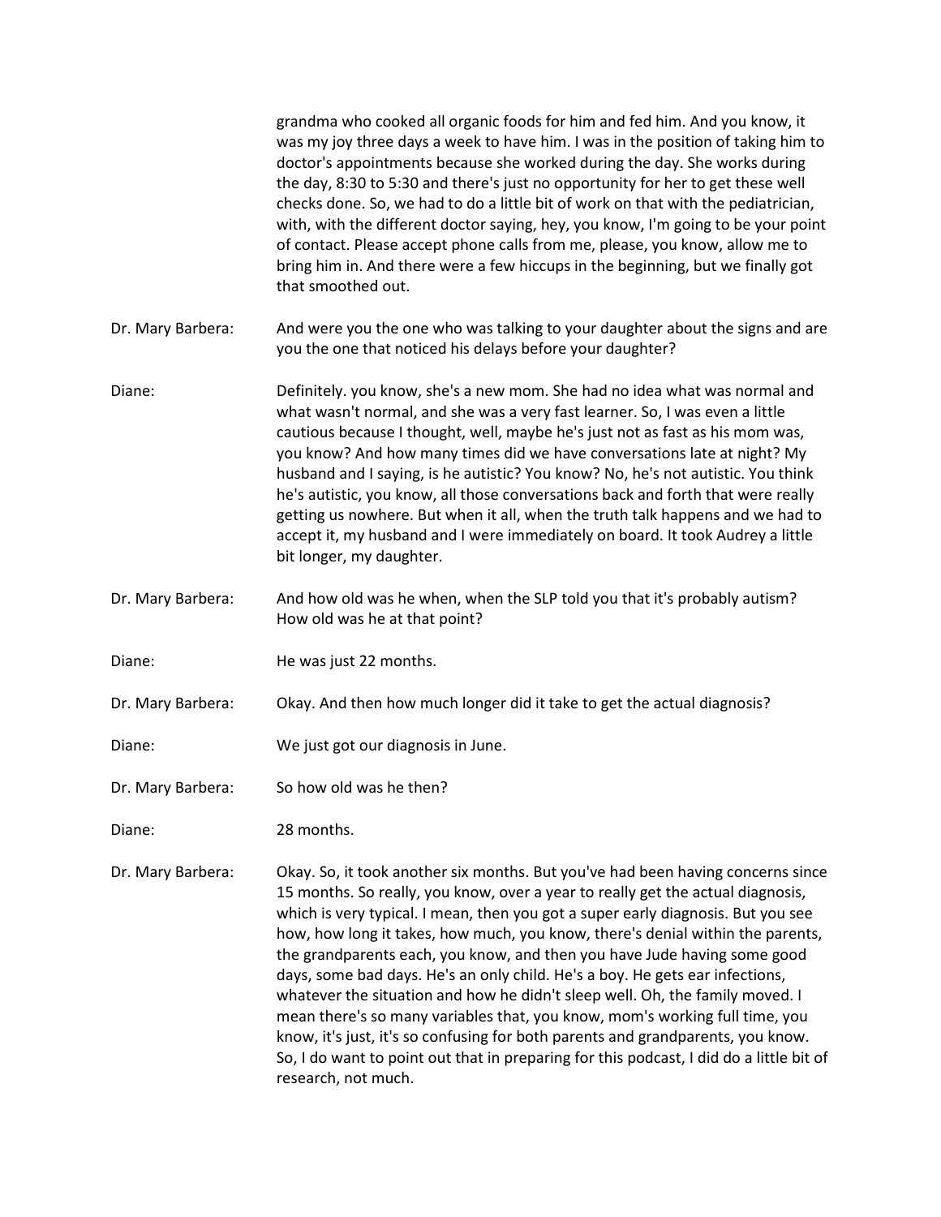grandma who cooked all organic foods for him and fed him. And you know, it was my joy three days a week to have him. I was in the position of taking him to doctor's appointments because she worked during the day. She works during the day, 8:30 to 5:30 and there's just no opportunity for her to get these well checks done. So, we had to do a little bit of work on that with the pediatrician, with, with the different doctor saying, hey, you know, I'm going to be your point of contact. Please accept phone calls from me, please, you know, allow me to bring him in. And there were a few hiccups in the beginning, but we finally got that smoothed out.

**Dr. Mary Barbera:** And were you the one who was talking to your daughter about the signs and are you the one that noticed his delays before your daughter?

**Diane:** Definitely. you know, she's a new mom. She had no idea what was normal and what wasn't normal, and she was a very fast learner. So, I was even a little cautious because I thought, well, maybe he's just not as fast as his mom was, you know? And how many times did we have conversations late at night? My husband and I saying, is he autistic? You know? No, he's not autistic. You think he's autistic, you know, all those conversations back and forth that were really getting us nowhere. But when it all, when the truth talk happens and we had to accept it, my husband and I were immediately on board. It took Audrey a little bit longer, my daughter.

**Dr. Mary Barbera:** And how old was he when, when the SLP told you that it's probably autism? How old was he at that point?

**Diane:** He was just 22 months.

**Dr. Mary Barbera:** Okay. And then how much longer did it take to get the actual diagnosis?

**Diane:** We just got our diagnosis in June.

**Dr. Mary Barbera:** So how old was he then?

**Diane:** 28 months.

**Dr. Mary Barbera:** Okay. So, it took another six months. But you've had been having concerns since 15 months. So really, you know, over a year to really get the actual diagnosis, which is very typical. I mean, then you got a super early diagnosis. But you see how, how long it takes, how much, you know, there's denial within the parents, the grandparents each, you know, and then you have Jude having some good days, some bad days. He's an only child. He's a boy. He gets ear infections, whatever the situation and how he didn't sleep well. Oh, the family moved. I mean there's so many variables that, you know, mom's working full time, you know, it's just, it's so confusing for both parents and grandparents, you know. So, I do want to point out that in preparing for this podcast, I did do a little bit of research, not much.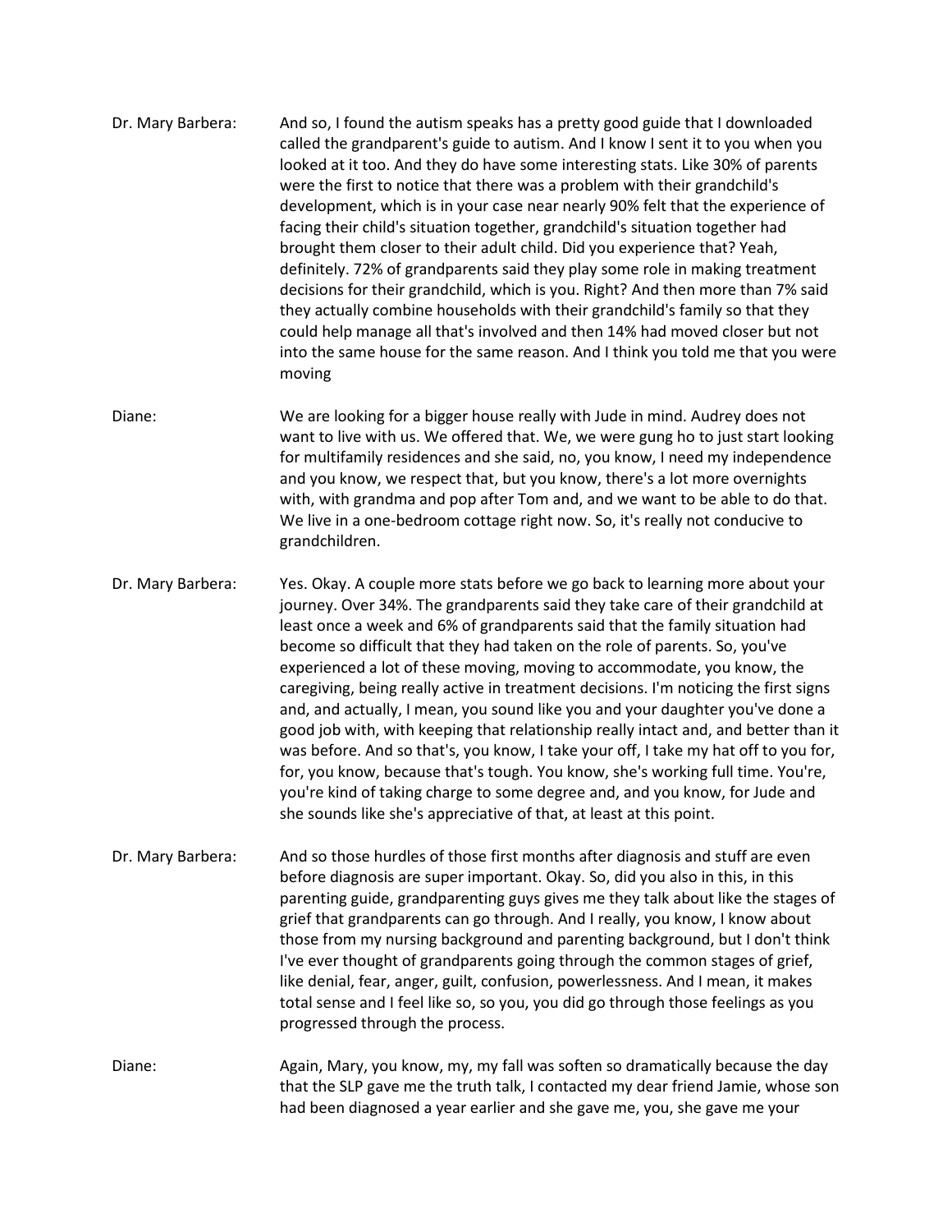**Dr. Mary Barbera:** And so, I found the autism speaks has a pretty good guide that I downloaded called the grandparent's guide to autism. And I know I sent it to you when you looked at it too. And they do have some interesting stats. Like 30% of parents were the first to notice that there was a problem with their grandchild's development, which is in your case near nearly 90% felt that the experience of facing their child's situation together, grandchild's situation together had brought them closer to their adult child. Did you experience that? Yeah, definitely. 72% of grandparents said they play some role in making treatment decisions for their grandchild, which is you. Right? And then more than 7% said they actually combine households with their grandchild's family so that they could help manage all that's involved and then 14% had moved closer but not into the same house for the same reason. And I think you told me that you were moving

**Diane:** We are looking for a bigger house really with Jude in mind. Audrey does not want to live with us. We offered that. We, we were gung ho to just start looking for multifamily residences and she said, no, you know, I need my independence and you know, we respect that, but you know, there's a lot more overnights with, with grandma and pop after Tom and, and we want to be able to do that. We live in a one-bedroom cottage right now. So, it's really not conducive to grandchildren.

**Dr. Mary Barbera:** Yes. Okay. A couple more stats before we go back to learning more about your journey. Over 34%. The grandparents said they take care of their grandchild at least once a week and 6% of grandparents said that the family situation had become so difficult that they had taken on the role of parents. So, you've experienced a lot of these moving, moving to accommodate, you know, the caregiving, being really active in treatment decisions. I'm noticing the first signs and, and actually, I mean, you sound like you and your daughter you've done a good job with, with keeping that relationship really intact and, and better than it was before. And so that's, you know, I take your off, I take my hat off to you for, for, you know, because that's tough. You know, she's working full time. You're, you're kind of taking charge to some degree and, and you know, for Jude and she sounds like she's appreciative of that, at least at this point.

**Dr. Mary Barbera:** And so those hurdles of those first months after diagnosis and stuff are even before diagnosis are super important. Okay. So, did you also in this, in this parenting guide, grandparenting guys gives me they talk about like the stages of grief that grandparents can go through. And I really, you know, I know about those from my nursing background and parenting background, but I don't think I've ever thought of grandparents going through the common stages of grief, like denial, fear, anger, guilt, confusion, powerlessness. And I mean, it makes total sense and I feel like so, so you, you did go through those feelings as you progressed through the process.

**Diane:** Again, Mary, you know, my, my fall was soften so dramatically because the day that the SLP gave me the truth talk, I contacted my dear friend Jamie, whose son had been diagnosed a year earlier and she gave me, you, she gave me your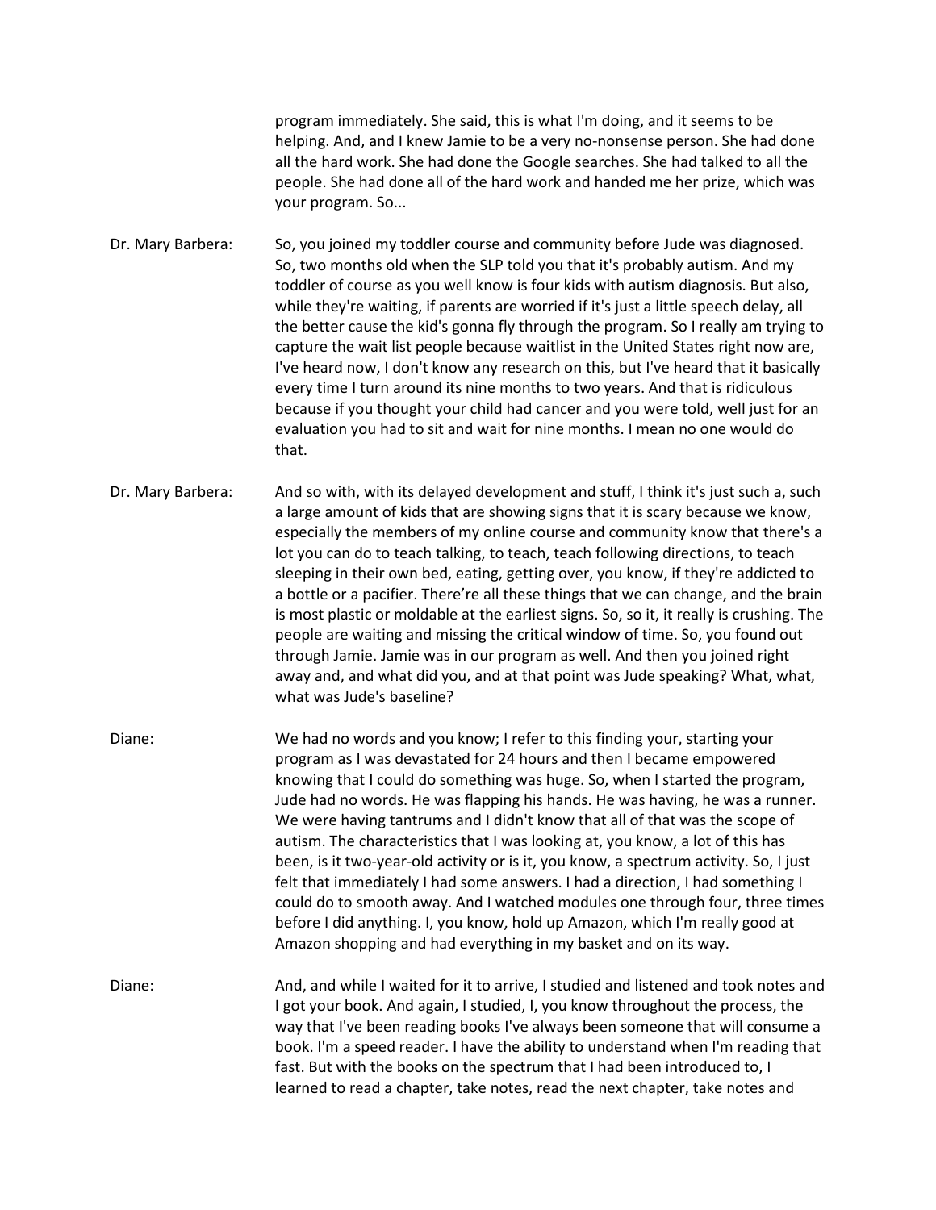program immediately. She said, this is what I'm doing, and it seems to be helping. And, and I knew Jamie to be a very no-nonsense person. She had done all the hard work. She had done the Google searches. She had talked to all the people. She had done all of the hard work and handed me her prize, which was your program. So...

Dr. Mary Barbera: So, you joined my toddler course and community before Jude was diagnosed. So, two months old when the SLP told you that it's probably autism. And my toddler of course as you well know is four kids with autism diagnosis. But also, while they're waiting, if parents are worried if it's just a little speech delay, all the better cause the kid's gonna fly through the program. So I really am trying to capture the wait list people because waitlist in the United States right now are, I've heard now, I don't know any research on this, but I've heard that it basically every time I turn around its nine months to two years. And that is ridiculous because if you thought your child had cancer and you were told, well just for an evaluation you had to sit and wait for nine months. I mean no one would do that.

Dr. Mary Barbera: And so with, with its delayed development and stuff, I think it's just such a, such a large amount of kids that are showing signs that it is scary because we know, especially the members of my online course and community know that there's a lot you can do to teach talking, to teach, teach following directions, to teach sleeping in their own bed, eating, getting over, you know, if they're addicted to a bottle or a pacifier. There're all these things that we can change, and the brain is most plastic or moldable at the earliest signs. So, so it, it really is crushing. The people are waiting and missing the critical window of time. So, you found out through Jamie. Jamie was in our program as well. And then you joined right away and, and what did you, and at that point was Jude speaking? What, what, what was Jude's baseline?

Diane: We had no words and you know; I refer to this finding your, starting your program as I was devastated for 24 hours and then I became empowered knowing that I could do something was huge. So, when I started the program, Jude had no words. He was flapping his hands. He was having, he was a runner. We were having tantrums and I didn't know that all of that was the scope of autism. The characteristics that I was looking at, you know, a lot of this has been, is it two-year-old activity or is it, you know, a spectrum activity. So, I just felt that immediately I had some answers. I had a direction, I had something I could do to smooth away. And I watched modules one through four, three times before I did anything. I, you know, hold up Amazon, which I'm really good at Amazon shopping and had everything in my basket and on its way.

Diane: And, and while I waited for it to arrive, I studied and listened and took notes and I got your book. And again, I studied, I, you know throughout the process, the way that I've been reading books I've always been someone that will consume a book. I'm a speed reader. I have the ability to understand when I'm reading that fast. But with the books on the spectrum that I had been introduced to, I learned to read a chapter, take notes, read the next chapter, take notes and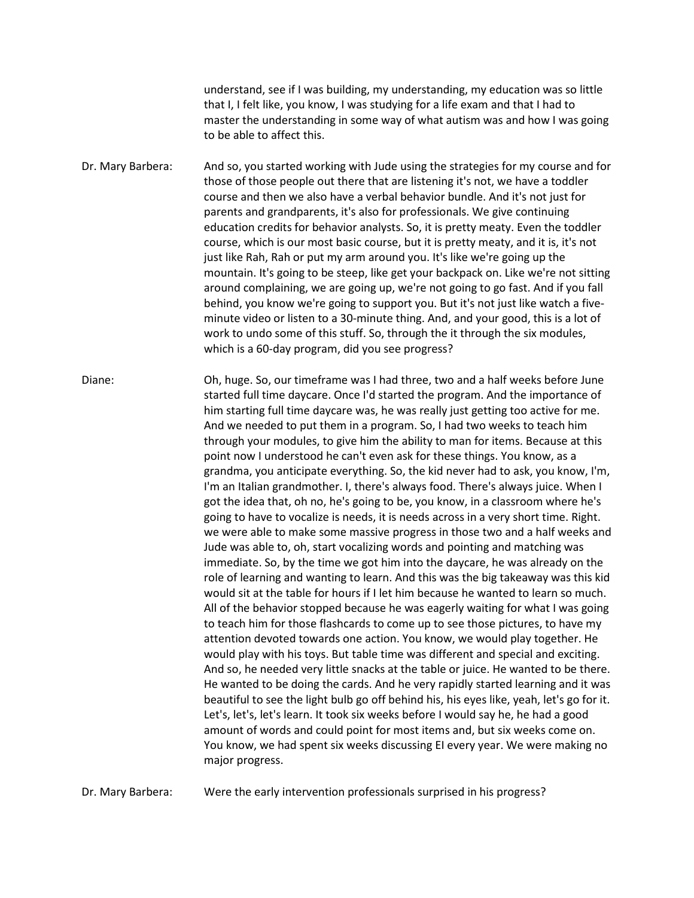understand, see if I was building, my understanding, my education was so little that I, I felt like, you know, I was studying for a life exam and that I had to master the understanding in some way of what autism was and how I was going to be able to affect this.

**Dr. Mary Barbera:** And so, you started working with Jude using the strategies for my course and for those of those people out there that are listening it's not, we have a toddler course and then we also have a verbal behavior bundle. And it's not just for parents and grandparents, it's also for professionals. We give continuing education credits for behavior analysts. So, it is pretty meaty. Even the toddler course, which is our most basic course, but it is pretty meaty, and it is, it's not just like Rah, Rah or put my arm around you. It's like we're going up the mountain. It's going to be steep, like get your backpack on. Like we're not sitting around complaining, we are going up, we're not going to go fast. And if you fall behind, you know we're going to support you. But it's not just like watch a five-minute video or listen to a 30-minute thing. And, and your good, this is a lot of work to undo some of this stuff. So, through the it through the six modules, which is a 60-day program, did you see progress?

**Diane:** Oh, huge. So, our timeframe was I had three, two and a half weeks before June started full time daycare. Once I'd started the program. And the importance of him starting full time daycare was, he was really just getting too active for me. And we needed to put them in a program. So, I had two weeks to teach him through your modules, to give him the ability to man for items. Because at this point now I understood he can't even ask for these things. You know, as a grandma, you anticipate everything. So, the kid never had to ask, you know, I'm, I'm an Italian grandmother. I, there's always food. There's always juice. When I got the idea that, oh no, he's going to be, you know, in a classroom where he's going to have to vocalize is needs, it is needs across in a very short time. Right. we were able to make some massive progress in those two and a half weeks and Jude was able to, oh, start vocalizing words and pointing and matching was immediate. So, by the time we got him into the daycare, he was already on the role of learning and wanting to learn. And this was the big takeaway was this kid would sit at the table for hours if I let him because he wanted to learn so much. All of the behavior stopped because he was eagerly waiting for what I was going to teach him for those flashcards to come up to see those pictures, to have my attention devoted towards one action. You know, we would play together. He would play with his toys. But table time was different and special and exciting. And so, he needed very little snacks at the table or juice. He wanted to be there. He wanted to be doing the cards. And he very rapidly started learning and it was beautiful to see the light bulb go off behind his, his eyes like, yeah, let's go for it. Let's, let's, let's learn. It took six weeks before I would say he, he had a good amount of words and could point for most items and, but six weeks come on. You know, we had spent six weeks discussing EI every year. We were making no major progress.

**Dr. Mary Barbera:** Were the early intervention professionals surprised in his progress?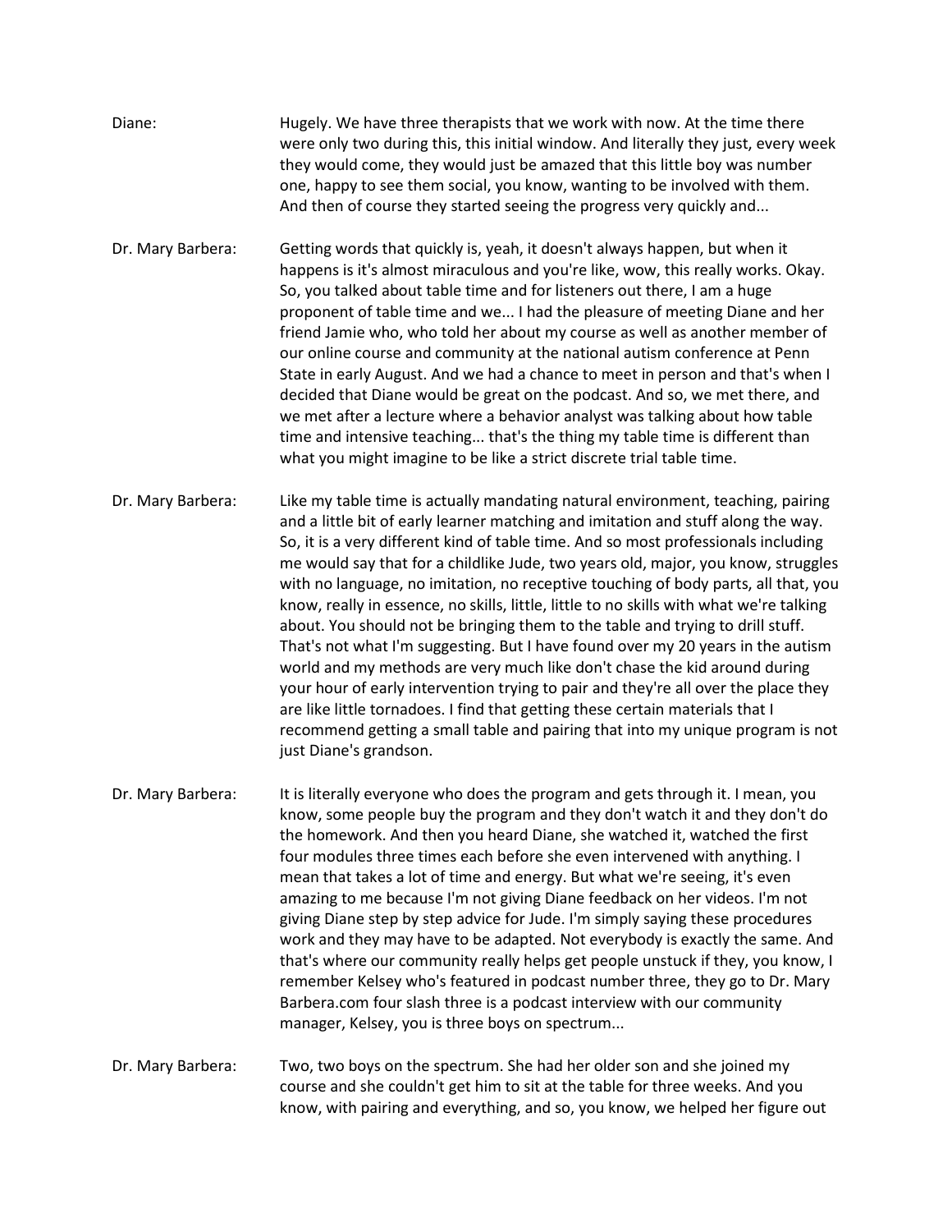Diane: Hugely. We have three therapists that we work with now. At the time there were only two during this, this initial window. And literally they just, every week they would come, they would just be amazed that this little boy was number one, happy to see them social, you know, wanting to be involved with them. And then of course they started seeing the progress very quickly and...

Dr. Mary Barbera: Getting words that quickly is, yeah, it doesn't always happen, but when it happens is it's almost miraculous and you're like, wow, this really works. Okay. So, you talked about table time and for listeners out there, I am a huge proponent of table time and we... I had the pleasure of meeting Diane and her friend Jamie who, who told her about my course as well as another member of our online course and community at the national autism conference at Penn State in early August. And we had a chance to meet in person and that's when I decided that Diane would be great on the podcast. And so, we met there, and we met after a lecture where a behavior analyst was talking about how table time and intensive teaching... that's the thing my table time is different than what you might imagine to be like a strict discrete trial table time.

Dr. Mary Barbera: Like my table time is actually mandating natural environment, teaching, pairing and a little bit of early learner matching and imitation and stuff along the way. So, it is a very different kind of table time. And so most professionals including me would say that for a childlike Jude, two years old, major, you know, struggles with no language, no imitation, no receptive touching of body parts, all that, you know, really in essence, no skills, little, little to no skills with what we're talking about. You should not be bringing them to the table and trying to drill stuff. That's not what I'm suggesting. But I have found over my 20 years in the autism world and my methods are very much like don't chase the kid around during your hour of early intervention trying to pair and they're all over the place they are like little tornadoes. I find that getting these certain materials that I recommend getting a small table and pairing that into my unique program is not just Diane's grandson.

Dr. Mary Barbera: It is literally everyone who does the program and gets through it. I mean, you know, some people buy the program and they don't watch it and they don't do the homework. And then you heard Diane, she watched it, watched the first four modules three times each before she even intervened with anything. I mean that takes a lot of time and energy. But what we're seeing, it's even amazing to me because I'm not giving Diane feedback on her videos. I'm not giving Diane step by step advice for Jude. I'm simply saying these procedures work and they may have to be adapted. Not everybody is exactly the same. And that's where our community really helps get people unstuck if they, you know, I remember Kelsey who's featured in podcast number three, they go to Dr. Mary Barbera.com four slash three is a podcast interview with our community manager, Kelsey, you is three boys on spectrum...

Dr. Mary Barbera: Two, two boys on the spectrum. She had her older son and she joined my course and she couldn't get him to sit at the table for three weeks. And you know, with pairing and everything, and so, you know, we helped her figure out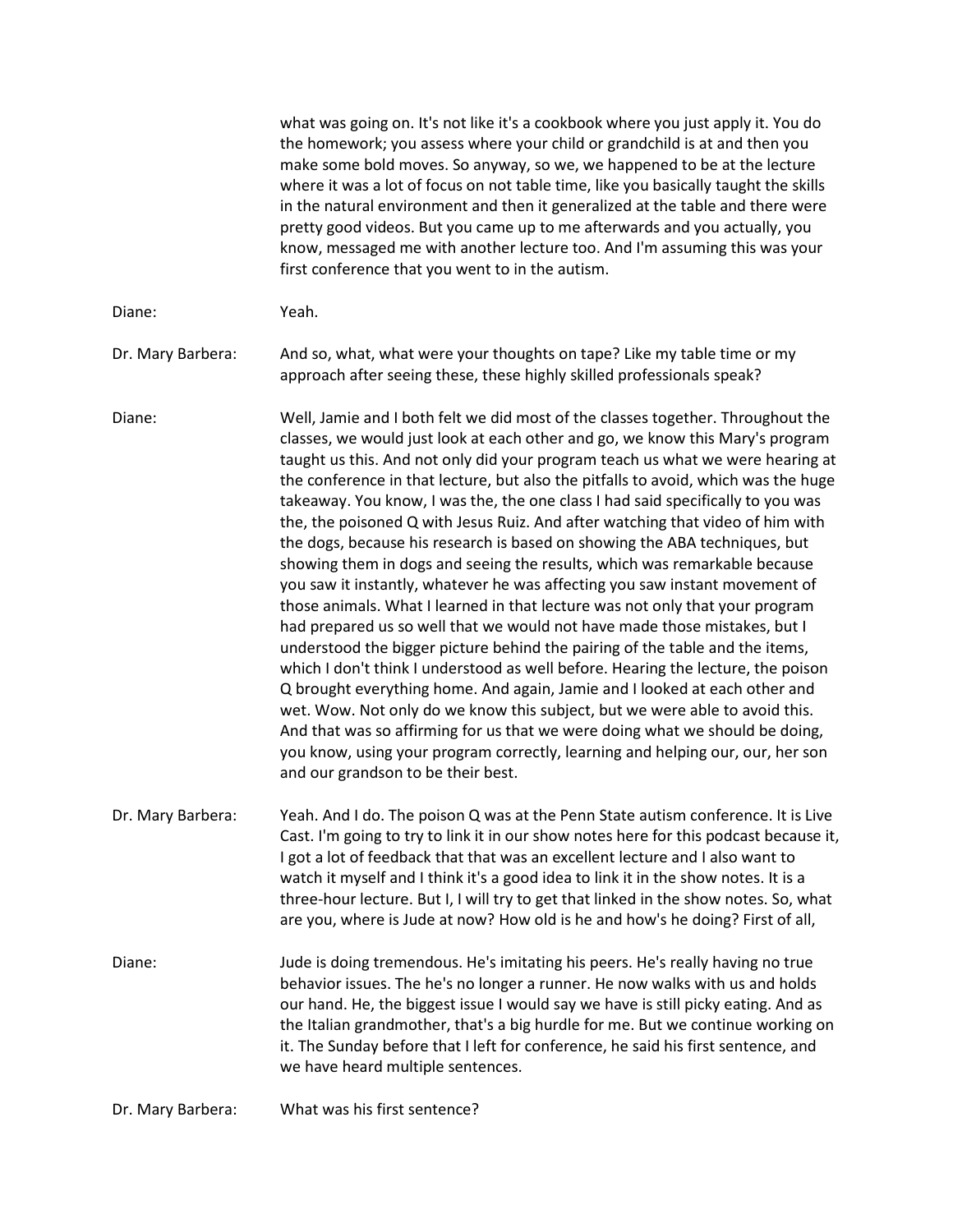what was going on. It's not like it's a cookbook where you just apply it. You do the homework; you assess where your child or grandchild is at and then you make some bold moves. So anyway, so we, we happened to be at the lecture where it was a lot of focus on not table time, like you basically taught the skills in the natural environment and then it generalized at the table and there were pretty good videos. But you came up to me afterwards and you actually, you know, messaged me with another lecture too. And I'm assuming this was your first conference that you went to in the autism.

Diane: Yeah.

Dr. Mary Barbera: And so, what, what were your thoughts on tape? Like my table time or my approach after seeing these, these highly skilled professionals speak?

Diane: Well, Jamie and I both felt we did most of the classes together. Throughout the classes, we would just look at each other and go, we know this Mary's program taught us this. And not only did your program teach us what we were hearing at the conference in that lecture, but also the pitfalls to avoid, which was the huge takeaway. You know, I was the, the one class I had said specifically to you was the, the poisoned Q with Jesus Ruiz. And after watching that video of him with the dogs, because his research is based on showing the ABA techniques, but showing them in dogs and seeing the results, which was remarkable because you saw it instantly, whatever he was affecting you saw instant movement of those animals. What I learned in that lecture was not only that your program had prepared us so well that we would not have made those mistakes, but I understood the bigger picture behind the pairing of the table and the items, which I don't think I understood as well before. Hearing the lecture, the poison Q brought everything home. And again, Jamie and I looked at each other and wet. Wow. Not only do we know this subject, but we were able to avoid this. And that was so affirming for us that we were doing what we should be doing, you know, using your program correctly, learning and helping our, our, her son and our grandson to be their best.

Dr. Mary Barbera: Yeah. And I do. The poison Q was at the Penn State autism conference. It is Live Cast. I'm going to try to link it in our show notes here for this podcast because it, I got a lot of feedback that that was an excellent lecture and I also want to watch it myself and I think it's a good idea to link it in the show notes. It is a three-hour lecture. But I, I will try to get that linked in the show notes. So, what are you, where is Jude at now? How old is he and how's he doing? First of all,

Diane: Jude is doing tremendous. He's imitating his peers. He's really having no true behavior issues. The he's no longer a runner. He now walks with us and holds our hand. He, the biggest issue I would say we have is still picky eating. And as the Italian grandmother, that's a big hurdle for me. But we continue working on it. The Sunday before that I left for conference, he said his first sentence, and we have heard multiple sentences.

Dr. Mary Barbera: What was his first sentence?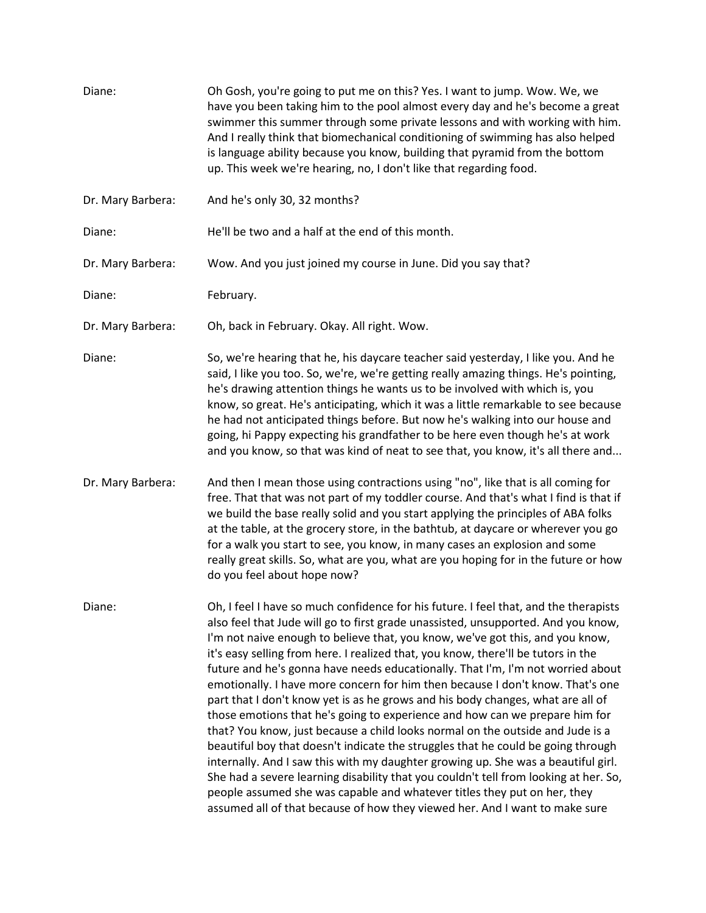Diane: Oh Gosh, you're going to put me on this? Yes. I want to jump. Wow. We, we have you been taking him to the pool almost every day and he's become a great swimmer this summer through some private lessons and with working with him. And I really think that biomechanical conditioning of swimming has also helped is language ability because you know, building that pyramid from the bottom up. This week we're hearing, no, I don't like that regarding food.

Dr. Mary Barbera: And he's only 30, 32 months?

Diane: He'll be two and a half at the end of this month.

Dr. Mary Barbera: Wow. And you just joined my course in June. Did you say that?

Diane: February.

Dr. Mary Barbera: Oh, back in February. Okay. All right. Wow.

Diane: So, we're hearing that he, his daycare teacher said yesterday, I like you. And he said, I like you too. So, we're, we're getting really amazing things. He's pointing, he's drawing attention things he wants us to be involved with which is, you know, so great. He's anticipating, which it was a little remarkable to see because he had not anticipated things before. But now he's walking into our house and going, hi Pappy expecting his grandfather to be here even though he's at work and you know, so that was kind of neat to see that, you know, it's all there and...

Dr. Mary Barbera: And then I mean those using contractions using "no", like that is all coming for free. That that was not part of my toddler course. And that's what I find is that if we build the base really solid and you start applying the principles of ABA folks at the table, at the grocery store, in the bathtub, at daycare or wherever you go for a walk you start to see, you know, in many cases an explosion and some really great skills. So, what are you, what are you hoping for in the future or how do you feel about hope now?

Diane: Oh, I feel I have so much confidence for his future. I feel that, and the therapists also feel that Jude will go to first grade unassisted, unsupported. And you know, I'm not naive enough to believe that, you know, we've got this, and you know, it's easy selling from here. I realized that, you know, there'll be tutors in the future and he's gonna have needs educationally. That I'm, I'm not worried about emotionally. I have more concern for him then because I don't know. That's one part that I don't know yet is as he grows and his body changes, what are all of those emotions that he's going to experience and how can we prepare him for that? You know, just because a child looks normal on the outside and Jude is a beautiful boy that doesn't indicate the struggles that he could be going through internally. And I saw this with my daughter growing up. She was a beautiful girl. She had a severe learning disability that you couldn't tell from looking at her. So, people assumed she was capable and whatever titles they put on her, they assumed all of that because of how they viewed her. And I want to make sure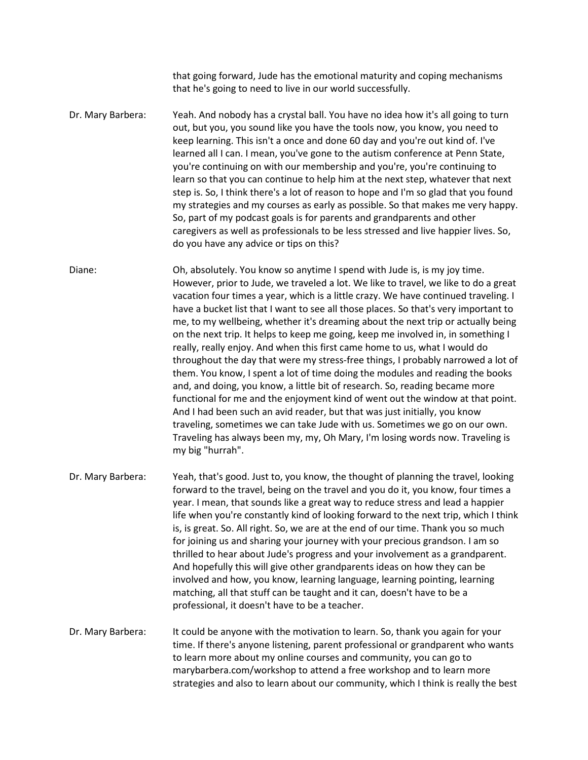that going forward, Jude has the emotional maturity and coping mechanisms that he's going to need to live in our world successfully.

**Dr. Mary Barbera:** Yeah. And nobody has a crystal ball. You have no idea how it's all going to turn out, but you, you sound like you have the tools now, you know, you need to keep learning. This isn't a once and done 60 day and you're out kind of. I've learned all I can. I mean, you've gone to the autism conference at Penn State, you're continuing on with our membership and you're, you're continuing to learn so that you can continue to help him at the next step, whatever that next step is. So, I think there's a lot of reason to hope and I'm so glad that you found my strategies and my courses as early as possible. So that makes me very happy. So, part of my podcast goals is for parents and grandparents and other caregivers as well as professionals to be less stressed and live happier lives. So, do you have any advice or tips on this?

**Diane:** Oh, absolutely. You know so anytime I spend with Jude is, is my joy time. However, prior to Jude, we traveled a lot. We like to travel, we like to do a great vacation four times a year, which is a little crazy. We have continued traveling. I have a bucket list that I want to see all those places. So that's very important to me, to my wellbeing, whether it's dreaming about the next trip or actually being on the next trip. It helps to keep me going, keep me involved in, in something I really, really enjoy. And when this first came home to us, what I would do throughout the day that were my stress-free things, I probably narrowed a lot of them. You know, I spent a lot of time doing the modules and reading the books and, and doing, you know, a little bit of research. So, reading became more functional for me and the enjoyment kind of went out the window at that point. And I had been such an avid reader, but that was just initially, you know traveling, sometimes we can take Jude with us. Sometimes we go on our own. Traveling has always been my, my, Oh Mary, I'm losing words now. Traveling is my big "hurrah".

**Dr. Mary Barbera:** Yeah, that's good. Just to, you know, the thought of planning the travel, looking forward to the travel, being on the travel and you do it, you know, four times a year. I mean, that sounds like a great way to reduce stress and lead a happier life when you're constantly kind of looking forward to the next trip, which I think is, is great. So. All right. So, we are at the end of our time. Thank you so much for joining us and sharing your journey with your precious grandson. I am so thrilled to hear about Jude's progress and your involvement as a grandparent. And hopefully this will give other grandparents ideas on how they can be involved and how, you know, learning language, learning pointing, learning matching, all that stuff can be taught and it can, doesn't have to be a professional, it doesn't have to be a teacher.

**Dr. Mary Barbera:** It could be anyone with the motivation to learn. So, thank you again for your time. If there's anyone listening, parent professional or grandparent who wants to learn more about my online courses and community, you can go to marybarbera.com/workshop to attend a free workshop and to learn more strategies and also to learn about our community, which I think is really the best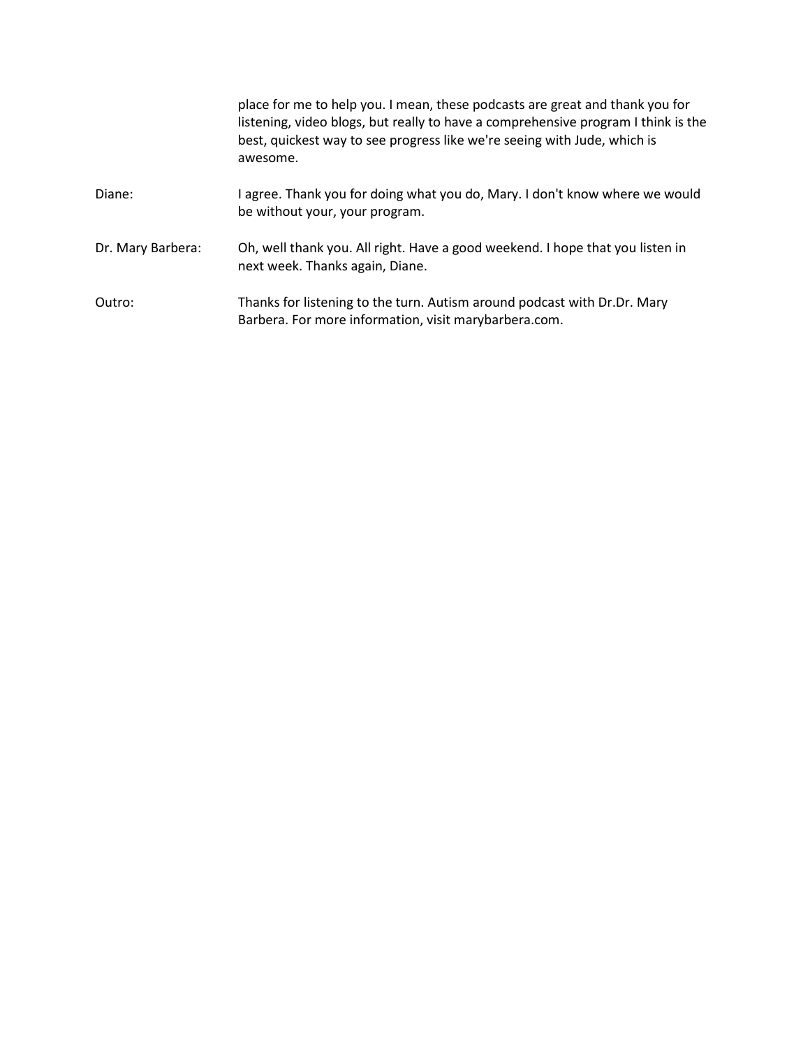place for me to help you. I mean, these podcasts are great and thank you for listening, video blogs, but really to have a comprehensive program I think is the best, quickest way to see progress like we're seeing with Jude, which is awesome.

Diane: I agree. Thank you for doing what you do, Mary. I don't know where we would be without your, your program.

Dr. Mary Barbera: Oh, well thank you. All right. Have a good weekend. I hope that you listen in next week. Thanks again, Diane.

Outro: Thanks for listening to the turn. Autism around podcast with Dr.Dr. Mary Barbera. For more information, visit marybarbera.com.